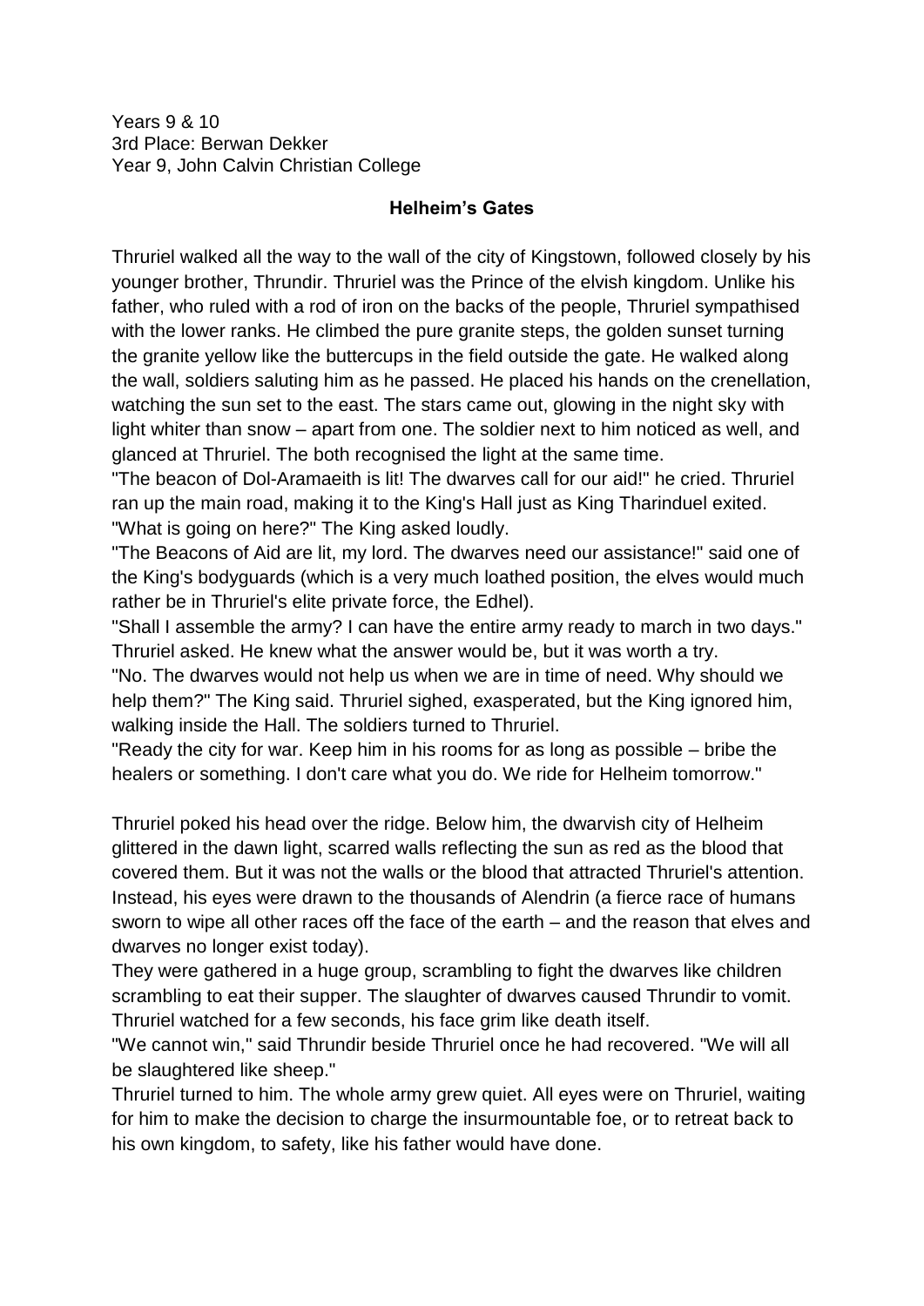Years 9 & 10
3rd Place: Berwan Dekker
Year 9, John Calvin Christian College

## Helheim's Gates

Thruriel walked all the way to the wall of the city of Kingstown, followed closely by his younger brother, Thrundir. Thruriel was the Prince of the elvish kingdom. Unlike his father, who ruled with a rod of iron on the backs of the people, Thruriel sympathised with the lower ranks. He climbed the pure granite steps, the golden sunset turning the granite yellow like the buttercups in the field outside the gate. He walked along the wall, soldiers saluting him as he passed. He placed his hands on the crenellation, watching the sun set to the east. The stars came out, glowing in the night sky with light whiter than snow – apart from one. The soldier next to him noticed as well, and glanced at Thruriel. The both recognised the light at the same time.

"The beacon of Dol-Aramaeith is lit! The dwarves call for our aid!" he cried. Thruriel ran up the main road, making it to the King's Hall just as King Tharinduel exited.

"What is going on here?" The King asked loudly.

"The Beacons of Aid are lit, my lord. The dwarves need our assistance!" said one of the King's bodyguards (which is a very much loathed position, the elves would much rather be in Thruriel's elite private force, the Edhel).

"Shall I assemble the army? I can have the entire army ready to march in two days." Thruriel asked. He knew what the answer would be, but it was worth a try.

"No. The dwarves would not help us when we are in time of need. Why should we help them?" The King said. Thruriel sighed, exasperated, but the King ignored him, walking inside the Hall. The soldiers turned to Thruriel.

"Ready the city for war. Keep him in his rooms for as long as possible – bribe the healers or something. I don't care what you do. We ride for Helheim tomorrow."

Thruriel poked his head over the ridge. Below him, the dwarvish city of Helheim glittered in the dawn light, scarred walls reflecting the sun as red as the blood that covered them. But it was not the walls or the blood that attracted Thruriel's attention. Instead, his eyes were drawn to the thousands of Alendrin (a fierce race of humans sworn to wipe all other races off the face of the earth – and the reason that elves and dwarves no longer exist today).

They were gathered in a huge group, scrambling to fight the dwarves like children scrambling to eat their supper. The slaughter of dwarves caused Thrundir to vomit. Thruriel watched for a few seconds, his face grim like death itself.

"We cannot win," said Thrundir beside Thruriel once he had recovered. "We will all be slaughtered like sheep."

Thruriel turned to him. The whole army grew quiet. All eyes were on Thruriel, waiting for him to make the decision to charge the insurmountable foe, or to retreat back to his own kingdom, to safety, like his father would have done.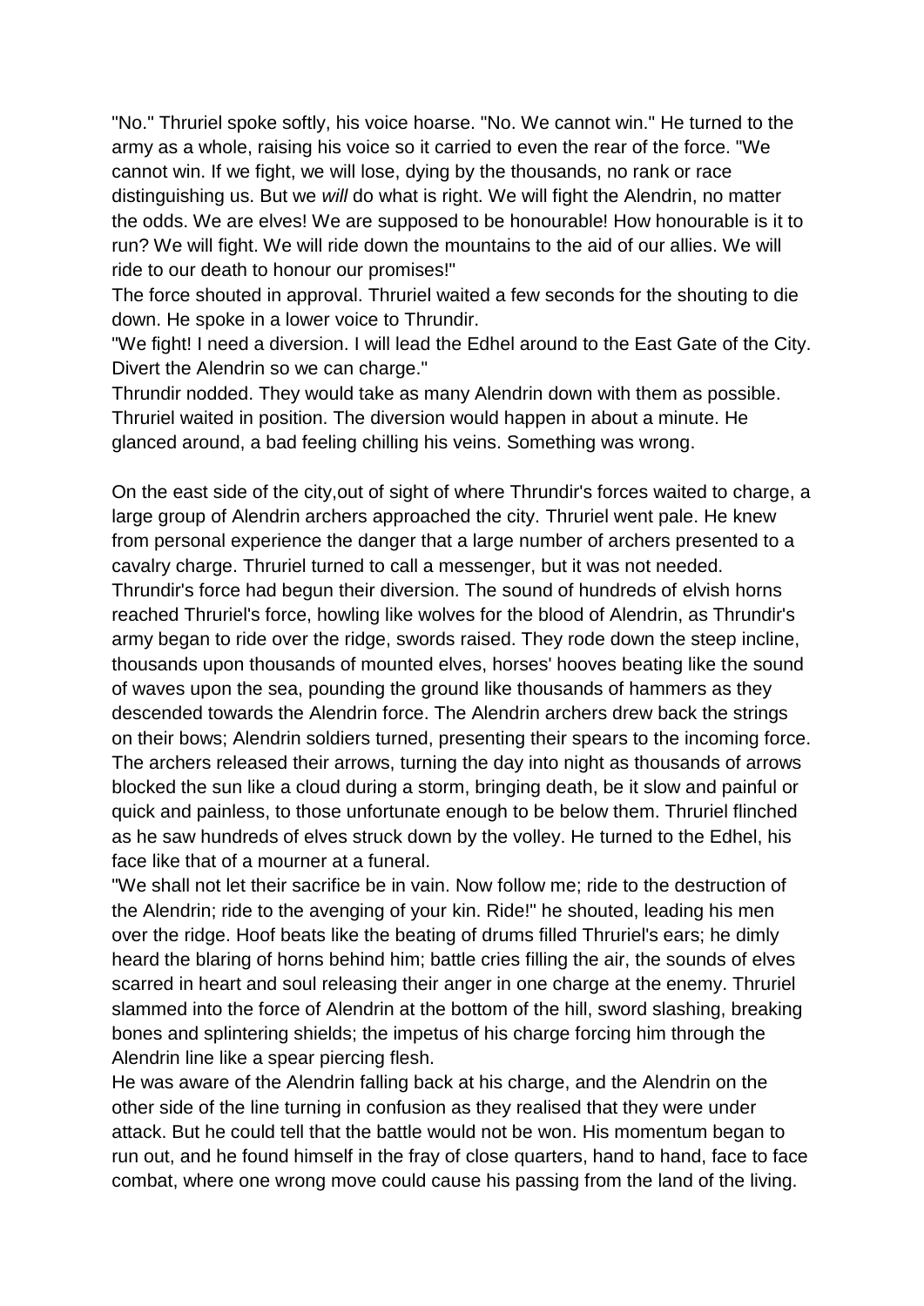"No." Thruriel spoke softly, his voice hoarse. "No. We cannot win." He turned to the army as a whole, raising his voice so it carried to even the rear of the force. "We cannot win. If we fight, we will lose, dying by the thousands, no rank or race distinguishing us. But we *will* do what is right. We will fight the Alendrin, no matter the odds. We are elves! We are supposed to be honourable! How honourable is it to run? We will fight. We will ride down the mountains to the aid of our allies. We will ride to our death to honour our promises!"

The force shouted in approval. Thruriel waited a few seconds for the shouting to die down. He spoke in a lower voice to Thrundir.

"We fight! I need a diversion. I will lead the Edhel around to the East Gate of the City. Divert the Alendrin so we can charge."

Thrundir nodded. They would take as many Alendrin down with them as possible. Thruriel waited in position. The diversion would happen in about a minute. He glanced around, a bad feeling chilling his veins. Something was wrong.

On the east side of the city,out of sight of where Thrundir's forces waited to charge, a large group of Alendrin archers approached the city. Thruriel went pale. He knew from personal experience the danger that a large number of archers presented to a cavalry charge. Thruriel turned to call a messenger, but it was not needed. Thrundir's force had begun their diversion. The sound of hundreds of elvish horns reached Thruriel's force, howling like wolves for the blood of Alendrin, as Thrundir's army began to ride over the ridge, swords raised. They rode down the steep incline, thousands upon thousands of mounted elves, horses' hooves beating like the sound of waves upon the sea, pounding the ground like thousands of hammers as they descended towards the Alendrin force. The Alendrin archers drew back the strings on their bows; Alendrin soldiers turned, presenting their spears to the incoming force. The archers released their arrows, turning the day into night as thousands of arrows blocked the sun like a cloud during a storm, bringing death, be it slow and painful or quick and painless, to those unfortunate enough to be below them. Thruriel flinched as he saw hundreds of elves struck down by the volley. He turned to the Edhel, his face like that of a mourner at a funeral.

"We shall not let their sacrifice be in vain. Now follow me; ride to the destruction of the Alendrin; ride to the avenging of your kin. Ride!" he shouted, leading his men over the ridge. Hoof beats like the beating of drums filled Thruriel's ears; he dimly heard the blaring of horns behind him; battle cries filling the air, the sounds of elves scarred in heart and soul releasing their anger in one charge at the enemy. Thruriel slammed into the force of Alendrin at the bottom of the hill, sword slashing, breaking bones and splintering shields; the impetus of his charge forcing him through the Alendrin line like a spear piercing flesh.

He was aware of the Alendrin falling back at his charge, and the Alendrin on the other side of the line turning in confusion as they realised that they were under attack. But he could tell that the battle would not be won. His momentum began to run out, and he found himself in the fray of close quarters, hand to hand, face to face combat, where one wrong move could cause his passing from the land of the living.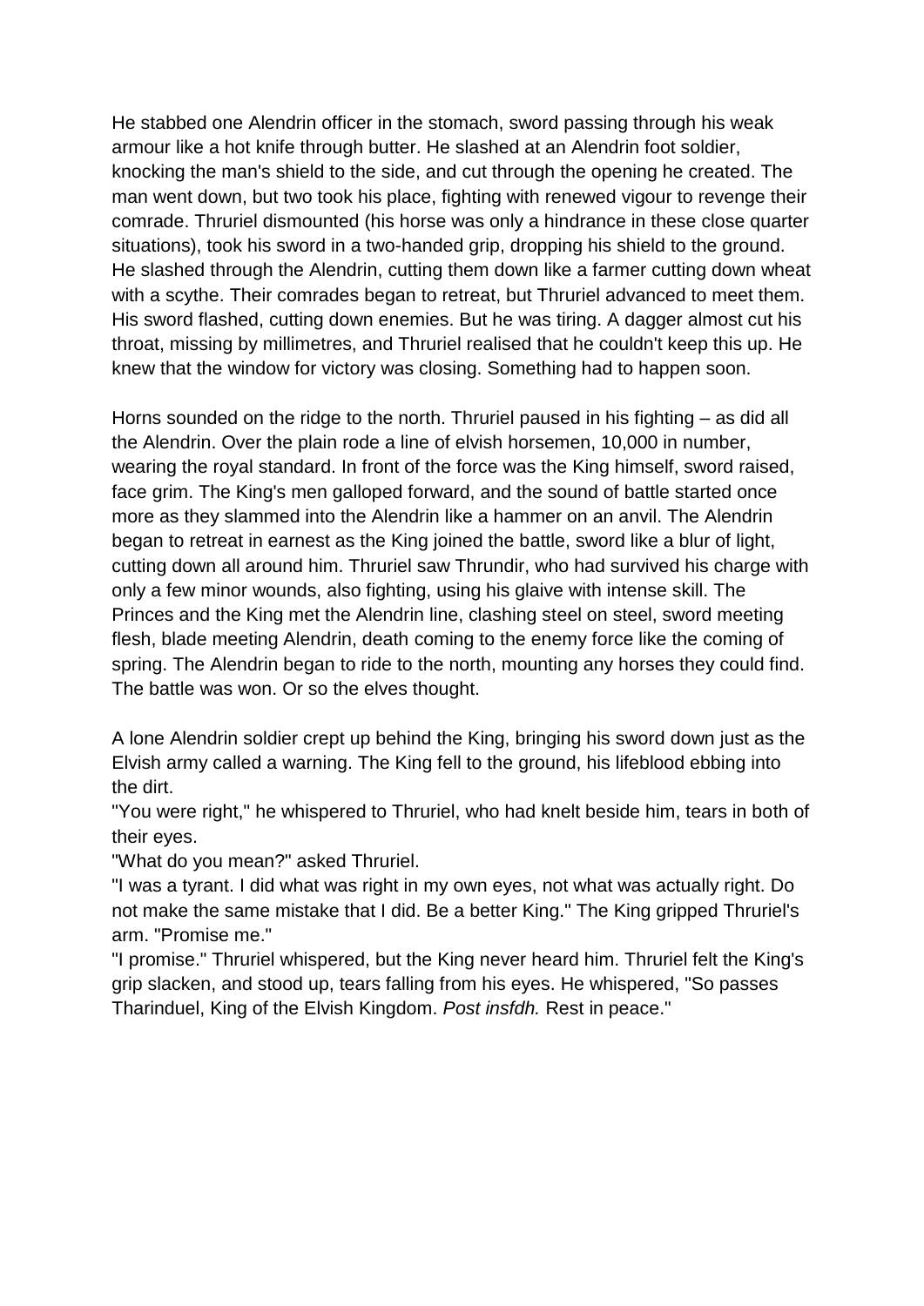He stabbed one Alendrin officer in the stomach, sword passing through his weak armour like a hot knife through butter. He slashed at an Alendrin foot soldier, knocking the man's shield to the side, and cut through the opening he created. The man went down, but two took his place, fighting with renewed vigour to revenge their comrade. Thruriel dismounted (his horse was only a hindrance in these close quarter situations), took his sword in a two-handed grip, dropping his shield to the ground. He slashed through the Alendrin, cutting them down like a farmer cutting down wheat with a scythe. Their comrades began to retreat, but Thruriel advanced to meet them. His sword flashed, cutting down enemies. But he was tiring. A dagger almost cut his throat, missing by millimetres, and Thruriel realised that he couldn't keep this up. He knew that the window for victory was closing. Something had to happen soon.

Horns sounded on the ridge to the north. Thruriel paused in his fighting – as did all the Alendrin. Over the plain rode a line of elvish horsemen, 10,000 in number, wearing the royal standard. In front of the force was the King himself, sword raised, face grim. The King's men galloped forward, and the sound of battle started once more as they slammed into the Alendrin like a hammer on an anvil. The Alendrin began to retreat in earnest as the King joined the battle, sword like a blur of light, cutting down all around him. Thruriel saw Thrundir, who had survived his charge with only a few minor wounds, also fighting, using his glaive with intense skill. The Princes and the King met the Alendrin line, clashing steel on steel, sword meeting flesh, blade meeting Alendrin, death coming to the enemy force like the coming of spring. The Alendrin began to ride to the north, mounting any horses they could find. The battle was won. Or so the elves thought.

A lone Alendrin soldier crept up behind the King, bringing his sword down just as the Elvish army called a warning. The King fell to the ground, his lifeblood ebbing into the dirt.
"You were right," he whispered to Thruriel, who had knelt beside him, tears in both of their eyes.
"What do you mean?" asked Thruriel.
"I was a tyrant. I did what was right in my own eyes, not what was actually right. Do not make the same mistake that I did. Be a better King." The King gripped Thruriel's arm. "Promise me."
"I promise." Thruriel whispered, but the King never heard him. Thruriel felt the King's grip slacken, and stood up, tears falling from his eyes. He whispered, "So passes Tharinduel, King of the Elvish Kingdom. *Post insfdh.* Rest in peace."